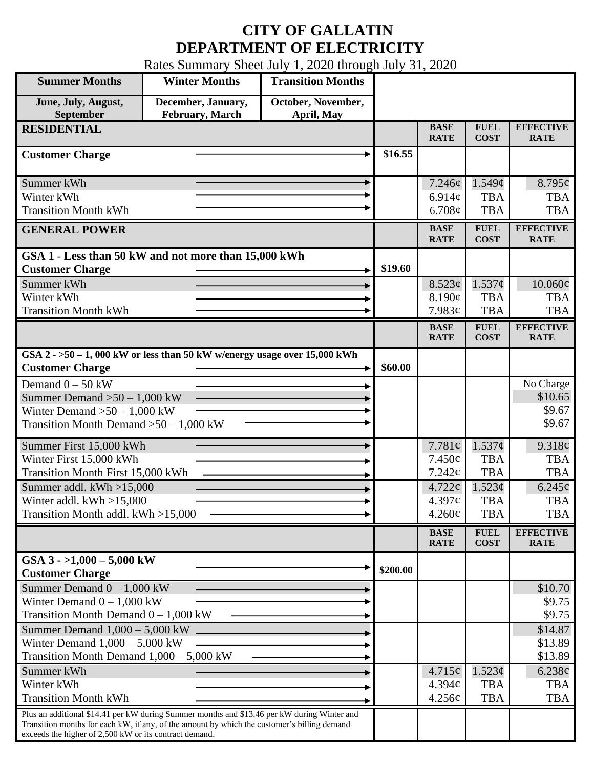# CITY OF GALLATIN
# DEPARTMENT OF ELECTRICITY

Rates Summary Sheet July 1, 2020 through July 31, 2020

| Summer Months | Winter Months | Transition Months |
|---|---|---|
| June, July, August, September | December, January, February, March | October, November, April, May |

| RESIDENTIAL | | BASE RATE | FUEL COST | EFFECTIVE RATE |
|---|---|---|---|---|
| **Customer Charge** | $16.55 | | | |
| Summer kWh | | 7.246¢ | 1.549¢ | 8.795¢ |
| Winter kWh | | 6.914¢ | TBA | TBA |
| Transition Month kWh | | 6.708¢ | TBA | TBA |

| GENERAL POWER | | BASE RATE | FUEL COST | EFFECTIVE RATE |
|---|---|---|---|---|
| **GSA 1 - Less than 50 kW and not more than 15,000 kWh** | | | | |
| **Customer Charge** | $19.60 | | | |
| Summer kWh | | 8.523¢ | 1.537¢ | 10.060¢ |
| Winter kWh | | 8.190¢ | TBA | TBA |
| Transition Month kWh | | 7.983¢ | TBA | TBA |

| | | BASE RATE | FUEL COST | EFFECTIVE RATE |
|---|---|---|---|---|
| **GSA 2 - >50 – 1, 000 kW or less than 50 kW w/energy usage over 15,000 kWh** | | | | |
| **Customer Charge** | $60.00 | | | |
| Demand 0 – 50 kW | | | | No Charge |
| Summer Demand >50 – 1,000 kW | | | | $10.65 |
| Winter Demand >50 – 1,000 kW | | | | $9.67 |
| Transition Month Demand >50 – 1,000 kW | | | | $9.67 |
| Summer First 15,000 kWh | | 7.781¢ | 1.537¢ | 9.318¢ |
| Winter First 15,000 kWh | | 7.450¢ | TBA | TBA |
| Transition Month First 15,000 kWh | | 7.242¢ | TBA | TBA |
| Summer addl. kWh >15,000 | | 4.722¢ | 1.523¢ | 6.245¢ |
| Winter addl. kWh >15,000 | | 4.397¢ | TBA | TBA |
| Transition Month addl. kWh >15,000 | | 4.260¢ | TBA | TBA |

| | | BASE RATE | FUEL COST | EFFECTIVE RATE |
|---|---|---|---|---|
| **GSA 3 - >1,000 – 5,000 kW** | | | | |
| **Customer Charge** | $200.00 | | | |
| Summer Demand 0 – 1,000 kW | | | | $10.70 |
| Winter Demand 0 – 1,000 kW | | | | $9.75 |
| Transition Month Demand 0 – 1,000 kW | | | | $9.75 |
| Summer Demand 1,000 – 5,000 kW | | | | $14.87 |
| Winter Demand 1,000 – 5,000 kW | | | | $13.89 |
| Transition Month Demand 1,000 – 5,000 kW | | | | $13.89 |
| Summer kWh | | 4.715¢ | 1.523¢ | 6.238¢ |
| Winter kWh | | 4.394¢ | TBA | TBA |
| Transition Month kWh | | 4.256¢ | TBA | TBA |
| Plus an additional $14.41 per kW during Summer months and $13.46 per kW during Winter and Transition months for each kW, if any, of the amount by which the customer's billing demand exceeds the higher of 2,500 kW or its contract demand. | | | | |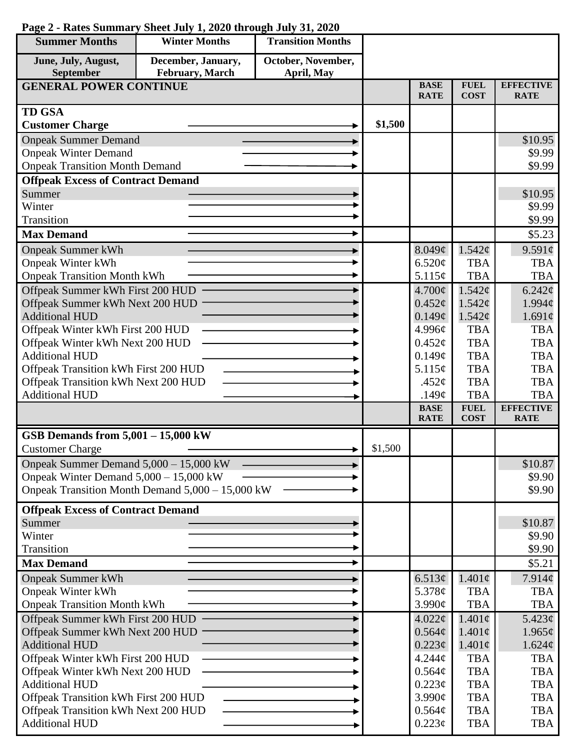**Page 2 - Rates Summary Sheet July 1, 2020 through July 31, 2020**

| Summer Months | Winter Months | Transition Months | | | | |
|---|---|---|---|---|---|---|
| June, July, August, September | December, January, February, March | October, November, April, May | | | | |
| **GENERAL POWER CONTINUE** | | | | **BASE RATE** | **FUEL COST** | **EFFECTIVE RATE** |
| **TD GSA** | | | | | | |
| **Customer Charge** | | | **$1,500** | | | |
| Onpeak Summer Demand | | | | | | $10.95 |
| Onpeak Winter Demand | | | | | | $9.99 |
| Onpeak Transition Month Demand | | | | | | $9.99 |
| **Offpeak Excess of Contract Demand** | | | | | | |
| Summer | | | | | | $10.95 |
| Winter | | | | | | $9.99 |
| Transition | | | | | | $9.99 |
| **Max Demand** | | | | | | $5.23 |
| Onpeak Summer kWh | | | | 8.049¢ | 1.542¢ | 9.591¢ |
| Onpeak Winter kWh | | | | 6.520¢ | TBA | TBA |
| Onpeak Transition Month kWh | | | | 5.115¢ | TBA | TBA |
| Offpeak Summer kWh First 200 HUD | | | | 4.700¢ | 1.542¢ | 6.242¢ |
| Offpeak Summer kWh Next 200 HUD | | | | 0.452¢ | 1.542¢ | 1.994¢ |
| Additional HUD | | | | 0.149¢ | 1.542¢ | 1.691¢ |
| Offpeak Winter kWh First 200 HUD | | | | 4.996¢ | TBA | TBA |
| Offpeak Winter kWh Next 200 HUD | | | | 0.452¢ | TBA | TBA |
| Additional HUD | | | | 0.149¢ | TBA | TBA |
| Offpeak Transition kWh First 200 HUD | | | | 5.115¢ | TBA | TBA |
| Offpeak Transition kWh Next 200 HUD | | | | .452¢ | TBA | TBA |
| Additional HUD | | | | .149¢ | TBA | TBA |
| | | | | **BASE RATE** | **FUEL COST** | **EFFECTIVE RATE** |
| **GSB Demands from 5,001 – 15,000 kW** | | | | | | |
| Customer Charge | | | $1,500 | | | |
| Onpeak Summer Demand 5,000 – 15,000 kW | | | | | | $10.87 |
| Onpeak Winter Demand 5,000 – 15,000 kW | | | | | | $9.90 |
| Onpeak Transition Month Demand 5,000 – 15,000 kW | | | | | | $9.90 |
| **Offpeak Excess of Contract Demand** | | | | | | |
| Summer | | | | | | $10.87 |
| Winter | | | | | | $9.90 |
| Transition | | | | | | $9.90 |
| **Max Demand** | | | | | | $5.21 |
| Onpeak Summer kWh | | | | 6.513¢ | 1.401¢ | 7.914¢ |
| Onpeak Winter kWh | | | | 5.378¢ | TBA | TBA |
| Onpeak Transition Month kWh | | | | 3.990¢ | TBA | TBA |
| Offpeak Summer kWh First 200 HUD | | | | 4.022¢ | 1.401¢ | 5.423¢ |
| Offpeak Summer kWh Next 200 HUD | | | | 0.564¢ | 1.401¢ | 1.965¢ |
| Additional HUD | | | | 0.223¢ | 1.401¢ | 1.624¢ |
| Offpeak Winter kWh First 200 HUD | | | | 4.244¢ | TBA | TBA |
| Offpeak Winter kWh Next 200 HUD | | | | 0.564¢ | TBA | TBA |
| Additional HUD | | | | 0.223¢ | TBA | TBA |
| Offpeak Transition kWh First 200 HUD | | | | 3.990¢ | TBA | TBA |
| Offpeak Transition kWh Next 200 HUD | | | | 0.564¢ | TBA | TBA |
| Additional HUD | | | | 0.223¢ | TBA | TBA |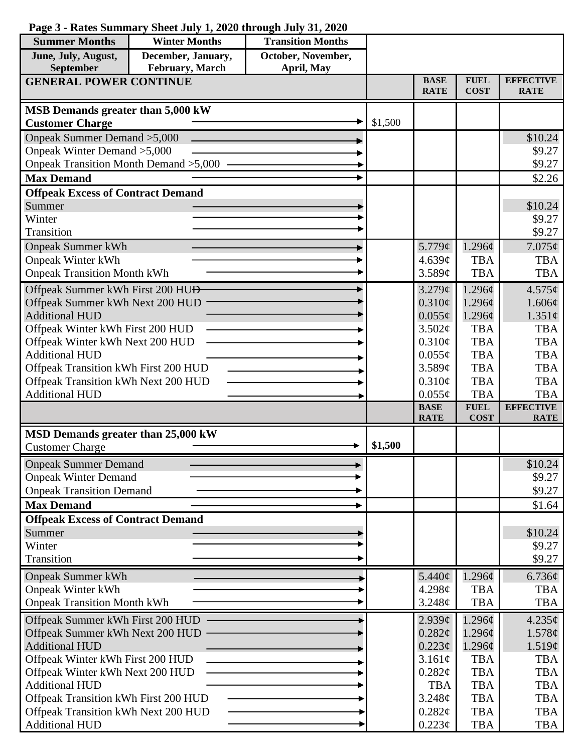**Page 3 - Rates Summary Sheet July 1, 2020 through July 31, 2020**

| Summer Months | Winter Months | Transition Months |
|---|---|---|
| June, July, August, September | December, January, February, March | October, November, April, May |

| GENERAL POWER CONTINUE | | BASE RATE | FUEL COST | EFFECTIVE RATE |
|---|---|---|---|---|
| **MSB Demands greater than 5,000 kW** | | | | |
| **Customer Charge** | $1,500 | | | |
| Onpeak Summer Demand >5,000 | | | | $10.24 |
| Onpeak Winter Demand >5,000 | | | | $9.27 |
| Onpeak Transition Month Demand >5,000 | | | | $9.27 |
| **Max Demand** | | | | $2.26 |
| **Offpeak Excess of Contract Demand** | | | | |
| Summer | | | | $10.24 |
| Winter | | | | $9.27 |
| Transition | | | | $9.27 |
| Onpeak Summer kWh | | 5.779¢ | 1.296¢ | 7.075¢ |
| Onpeak Winter kWh | | 4.639¢ | TBA | TBA |
| Onpeak Transition Month kWh | | 3.589¢ | TBA | TBA |
| Offpeak Summer kWh First 200 HUD | | 3.279¢ | 1.296¢ | 4.575¢ |
| Offpeak Summer kWh Next 200 HUD | | 0.310¢ | 1.296¢ | 1.606¢ |
| Additional HUD | | 0.055¢ | 1.296¢ | 1.351¢ |
| Offpeak Winter kWh First 200 HUD | | 3.502¢ | TBA | TBA |
| Offpeak Winter kWh Next 200 HUD | | 0.310¢ | TBA | TBA |
| Additional HUD | | 0.055¢ | TBA | TBA |
| Offpeak Transition kWh First 200 HUD | | 3.589¢ | TBA | TBA |
| Offpeak Transition kWh Next 200 HUD | | 0.310¢ | TBA | TBA |
| Additional HUD | | 0.055¢ | TBA | TBA |

| | | BASE RATE | FUEL COST | EFFECTIVE RATE |
|---|---|---|---|---|
| **MSD Demands greater than 25,000 kW** | | | | |
| Customer Charge | **$1,500** | | | |
| Onpeak Summer Demand | | | | $10.24 |
| Onpeak Winter Demand | | | | $9.27 |
| Onpeak Transition Demand | | | | $9.27 |
| **Max Demand** | | | | $1.64 |
| **Offpeak Excess of Contract Demand** | | | | |
| Summer | | | | $10.24 |
| Winter | | | | $9.27 |
| Transition | | | | $9.27 |
| Onpeak Summer kWh | | 5.440¢ | 1.296¢ | 6.736¢ |
| Onpeak Winter kWh | | 4.298¢ | TBA | TBA |
| Onpeak Transition Month kWh | | 3.248¢ | TBA | TBA |
| Offpeak Summer kWh First 200 HUD | | 2.939¢ | 1.296¢ | 4.235¢ |
| Offpeak Summer kWh Next 200 HUD | | 0.282¢ | 1.296¢ | 1.578¢ |
| Additional HUD | | 0.223¢ | 1.296¢ | 1.519¢ |
| Offpeak Winter kWh First 200 HUD | | 3.161¢ | TBA | TBA |
| Offpeak Winter kWh Next 200 HUD | | 0.282¢ | TBA | TBA |
| Additional HUD | | TBA | TBA | TBA |
| Offpeak Transition kWh First 200 HUD | | 3.248¢ | TBA | TBA |
| Offpeak Transition kWh Next 200 HUD | | 0.282¢ | TBA | TBA |
| Additional HUD | | 0.223¢ | TBA | TBA |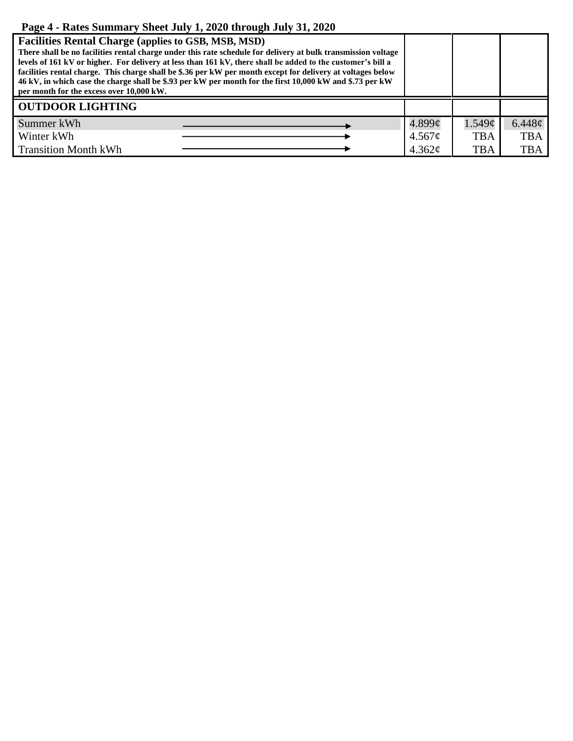## Page 4 - Rates Summary Sheet July 1, 2020 through July 31, 2020

| | | | |
|---|---|---|---|
| **Facilities Rental Charge (applies to GSB, MSB, MSD)**<br>**There shall be no facilities rental charge under this rate schedule for delivery at bulk transmission voltage levels of 161 kV or higher. For delivery at less than 161 kV, there shall be added to the customer's bill a facilities rental charge. This charge shall be $.36 per kW per month except for delivery at voltages below 46 kV, in which case the charge shall be $.93 per kW per month for the first 10,000 kW and $.73 per kW per month for the excess over 10,000 kW.** | | | |
| **OUTDOOR LIGHTING** | | | |
| Summer kWh → | 4.899¢ | 1.549¢ | 6.448¢ |
| Winter kWh → | 4.567¢ | TBA | TBA |
| Transition Month kWh → | 4.362¢ | TBA | TBA |